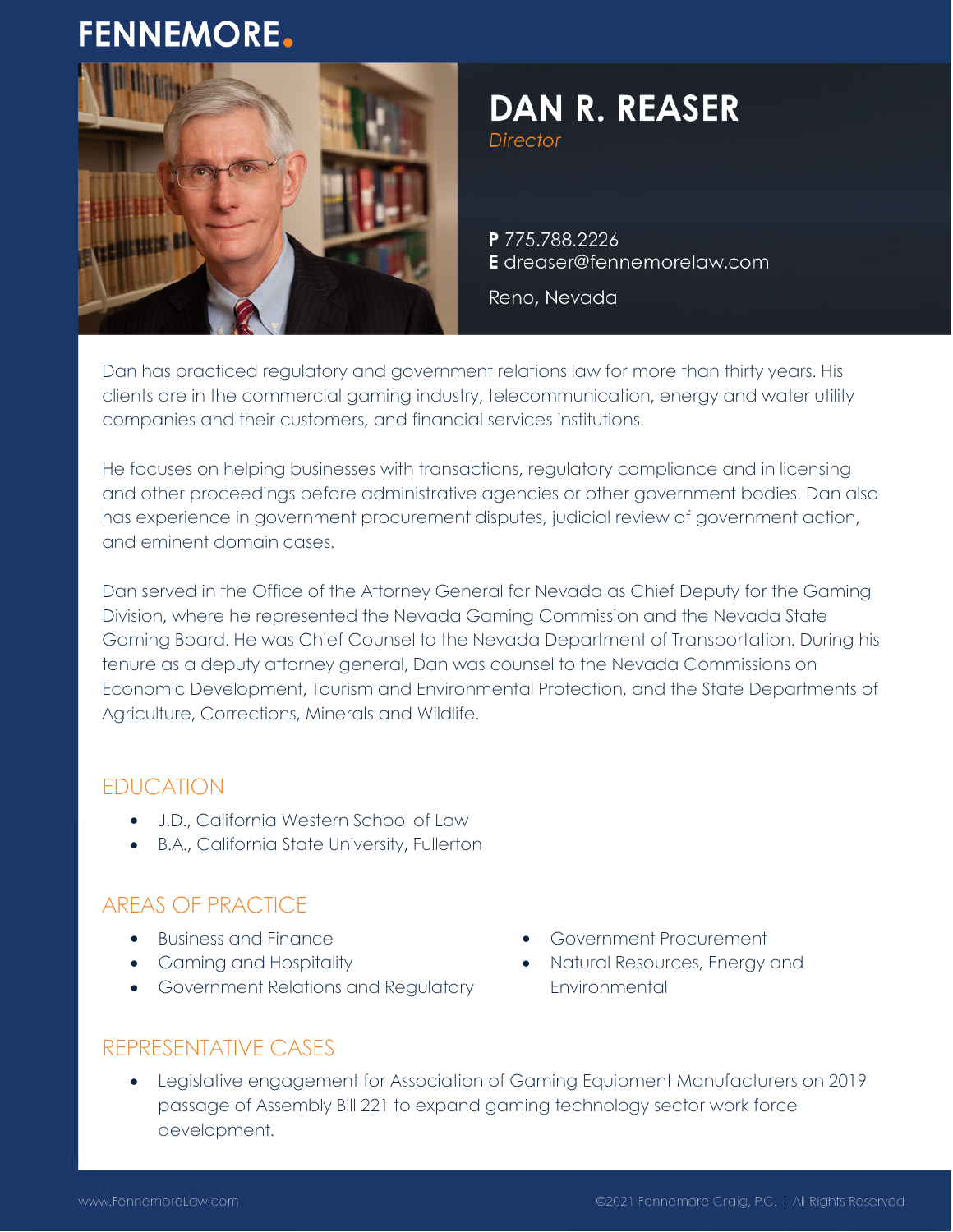FENNEMORE.

# DAN R. REASER

*Director*

**P** 775.788.2226
**E** dreaser@fennemorelaw.com

Reno, Nevada

Dan has practiced regulatory and government relations law for more than thirty years. His clients are in the commercial gaming industry, telecommunication, energy and water utility companies and their customers, and financial services institutions.

He focuses on helping businesses with transactions, regulatory compliance and in licensing and other proceedings before administrative agencies or other government bodies. Dan also has experience in government procurement disputes, judicial review of government action, and eminent domain cases.

Dan served in the Office of the Attorney General for Nevada as Chief Deputy for the Gaming Division, where he represented the Nevada Gaming Commission and the Nevada State Gaming Board. He was Chief Counsel to the Nevada Department of Transportation. During his tenure as a deputy attorney general, Dan was counsel to the Nevada Commissions on Economic Development, Tourism and Environmental Protection, and the State Departments of Agriculture, Corrections, Minerals and Wildlife.

## EDUCATION

- J.D., California Western School of Law
- B.A., California State University, Fullerton

## AREAS OF PRACTICE

- Business and Finance
- Gaming and Hospitality
- Government Relations and Regulatory
- Government Procurement
- Natural Resources, Energy and Environmental

## REPRESENTATIVE CASES

- Legislative engagement for Association of Gaming Equipment Manufacturers on 2019 passage of Assembly Bill 221 to expand gaming technology sector work force development.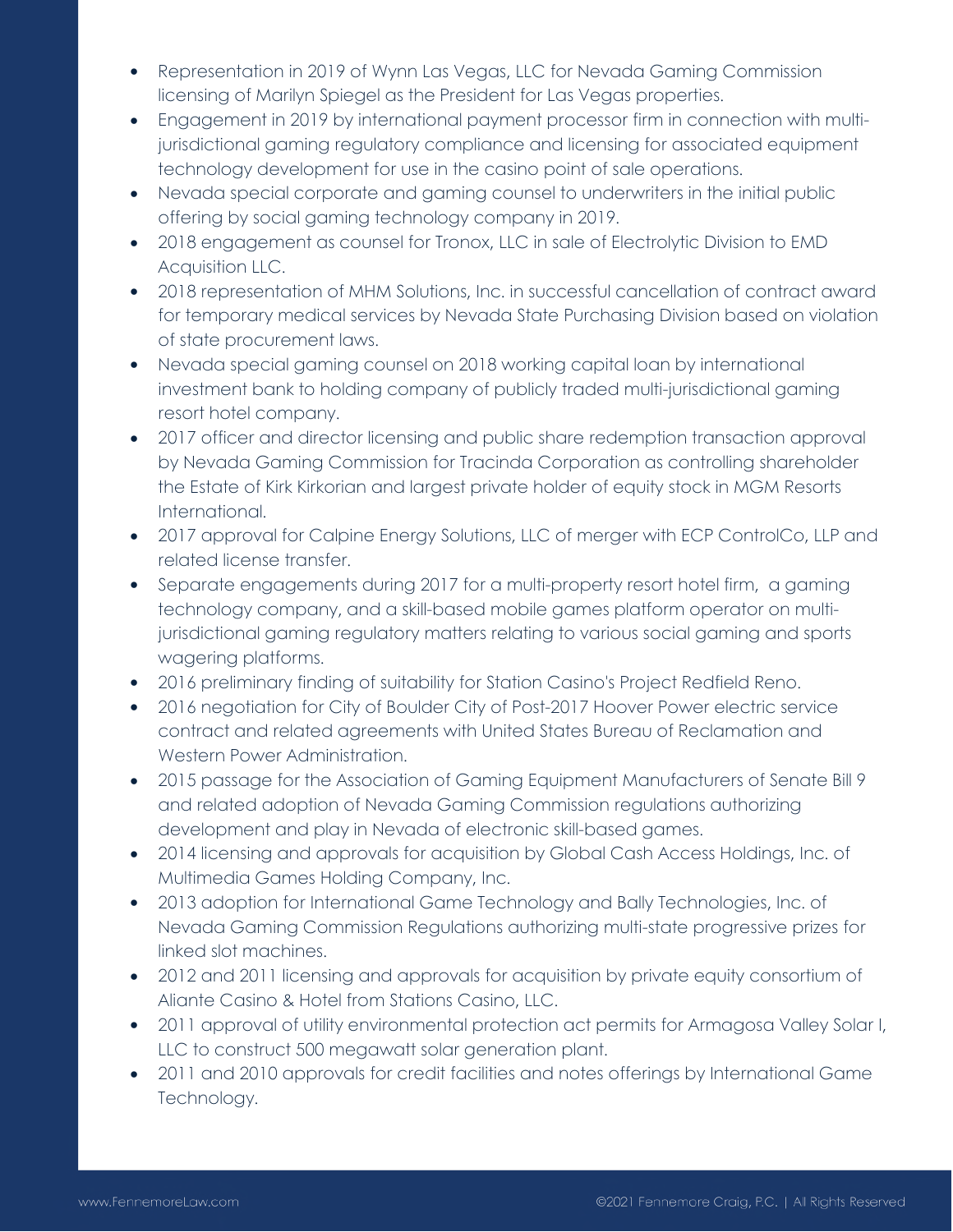- Representation in 2019 of Wynn Las Vegas, LLC for Nevada Gaming Commission licensing of Marilyn Spiegel as the President for Las Vegas properties.
- Engagement in 2019 by international payment processor firm in connection with multi-jurisdictional gaming regulatory compliance and licensing for associated equipment technology development for use in the casino point of sale operations.
- Nevada special corporate and gaming counsel to underwriters in the initial public offering by social gaming technology company in 2019.
- 2018 engagement as counsel for Tronox, LLC in sale of Electrolytic Division to EMD Acquisition LLC.
- 2018 representation of MHM Solutions, Inc. in successful cancellation of contract award for temporary medical services by Nevada State Purchasing Division based on violation of state procurement laws.
- Nevada special gaming counsel on 2018 working capital loan by international investment bank to holding company of publicly traded multi-jurisdictional gaming resort hotel company.
- 2017 officer and director licensing and public share redemption transaction approval by Nevada Gaming Commission for Tracinda Corporation as controlling shareholder the Estate of Kirk Kirkorian and largest private holder of equity stock in MGM Resorts International.
- 2017 approval for Calpine Energy Solutions, LLC of merger with ECP ControlCo, LLP and related license transfer.
- Separate engagements during 2017 for a multi-property resort hotel firm, a gaming technology company, and a skill-based mobile games platform operator on multi-jurisdictional gaming regulatory matters relating to various social gaming and sports wagering platforms.
- 2016 preliminary finding of suitability for Station Casino's Project Redfield Reno.
- 2016 negotiation for City of Boulder City of Post-2017 Hoover Power electric service contract and related agreements with United States Bureau of Reclamation and Western Power Administration.
- 2015 passage for the Association of Gaming Equipment Manufacturers of Senate Bill 9 and related adoption of Nevada Gaming Commission regulations authorizing development and play in Nevada of electronic skill-based games.
- 2014 licensing and approvals for acquisition by Global Cash Access Holdings, Inc. of Multimedia Games Holding Company, Inc.
- 2013 adoption for International Game Technology and Bally Technologies, Inc. of Nevada Gaming Commission Regulations authorizing multi-state progressive prizes for linked slot machines.
- 2012 and 2011 licensing and approvals for acquisition by private equity consortium of Aliante Casino & Hotel from Stations Casino, LLC.
- 2011 approval of utility environmental protection act permits for Armagosa Valley Solar I, LLC to construct 500 megawatt solar generation plant.
- 2011 and 2010 approvals for credit facilities and notes offerings by International Game Technology.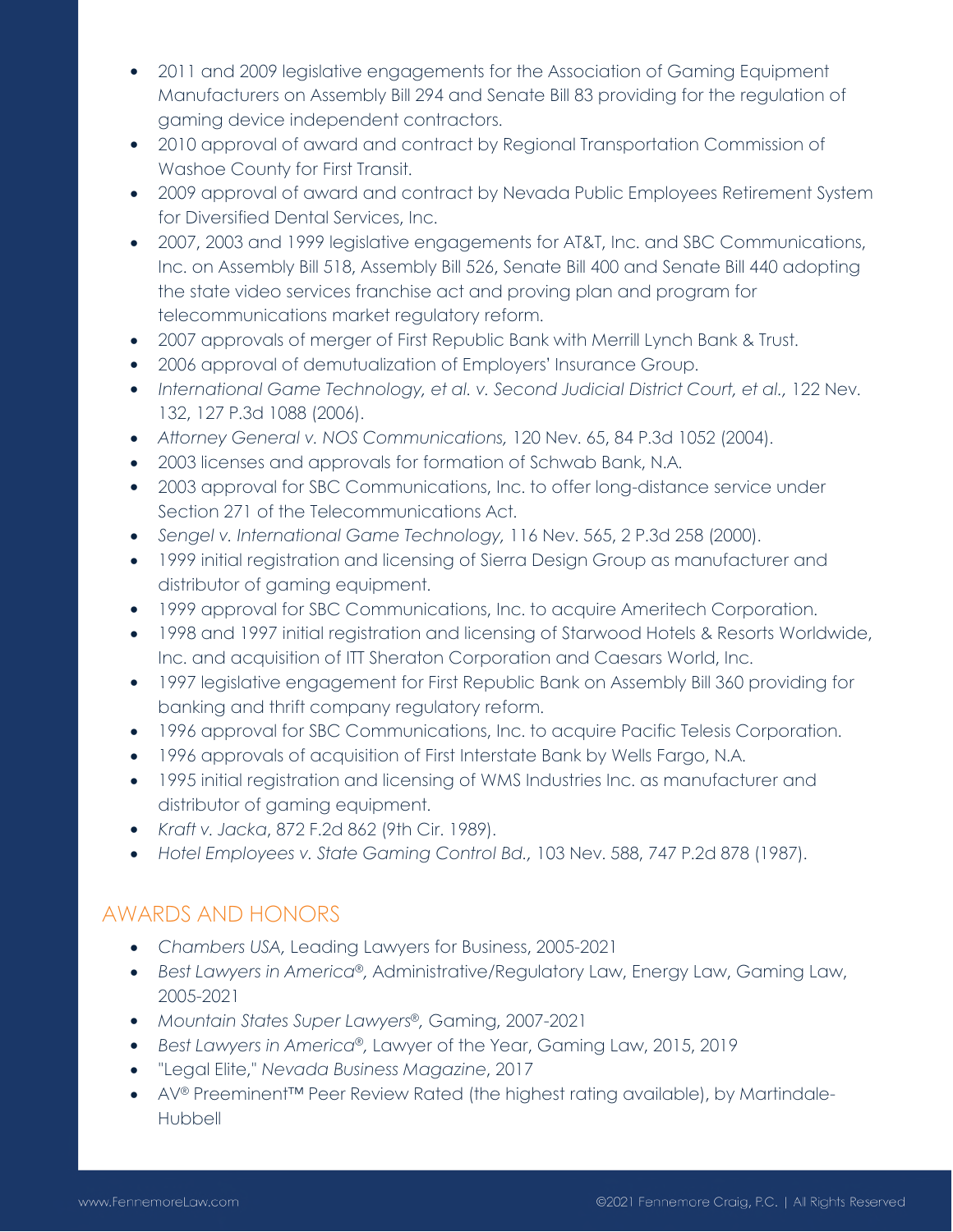- 2011 and 2009 legislative engagements for the Association of Gaming Equipment Manufacturers on Assembly Bill 294 and Senate Bill 83 providing for the regulation of gaming device independent contractors.
- 2010 approval of award and contract by Regional Transportation Commission of Washoe County for First Transit.
- 2009 approval of award and contract by Nevada Public Employees Retirement System for Diversified Dental Services, Inc.
- 2007, 2003 and 1999 legislative engagements for AT&T, Inc. and SBC Communications, Inc. on Assembly Bill 518, Assembly Bill 526, Senate Bill 400 and Senate Bill 440 adopting the state video services franchise act and proving plan and program for telecommunications market regulatory reform.
- 2007 approvals of merger of First Republic Bank with Merrill Lynch Bank & Trust.
- 2006 approval of demutualization of Employers' Insurance Group.
- *International Game Technology, et al. v. Second Judicial District Court, et al.,* 122 Nev. 132, 127 P.3d 1088 (2006).
- *Attorney General v. NOS Communications,* 120 Nev. 65, 84 P.3d 1052 (2004).
- 2003 licenses and approvals for formation of Schwab Bank, N.A.
- 2003 approval for SBC Communications, Inc. to offer long-distance service under Section 271 of the Telecommunications Act.
- *Sengel v. International Game Technology,* 116 Nev. 565, 2 P.3d 258 (2000).
- 1999 initial registration and licensing of Sierra Design Group as manufacturer and distributor of gaming equipment.
- 1999 approval for SBC Communications, Inc. to acquire Ameritech Corporation.
- 1998 and 1997 initial registration and licensing of Starwood Hotels & Resorts Worldwide, Inc. and acquisition of ITT Sheraton Corporation and Caesars World, Inc.
- 1997 legislative engagement for First Republic Bank on Assembly Bill 360 providing for banking and thrift company regulatory reform.
- 1996 approval for SBC Communications, Inc. to acquire Pacific Telesis Corporation.
- 1996 approvals of acquisition of First Interstate Bank by Wells Fargo, N.A.
- 1995 initial registration and licensing of WMS Industries Inc. as manufacturer and distributor of gaming equipment.
- *Kraft v. Jacka*, 872 F.2d 862 (9th Cir. 1989).
- *Hotel Employees v. State Gaming Control Bd.,* 103 Nev. 588, 747 P.2d 878 (1987).

## AWARDS AND HONORS

- *Chambers USA,* Leading Lawyers for Business, 2005-2021
- *Best Lawyers in America®,* Administrative/Regulatory Law, Energy Law, Gaming Law, 2005-2021
- *Mountain States Super Lawyers®,* Gaming, 2007-2021
- *Best Lawyers in America®,* Lawyer of the Year, Gaming Law, 2015, 2019
- "Legal Elite," *Nevada Business Magazine*, 2017
- AV® Preeminent™ Peer Review Rated (the highest rating available), by Martindale-Hubbell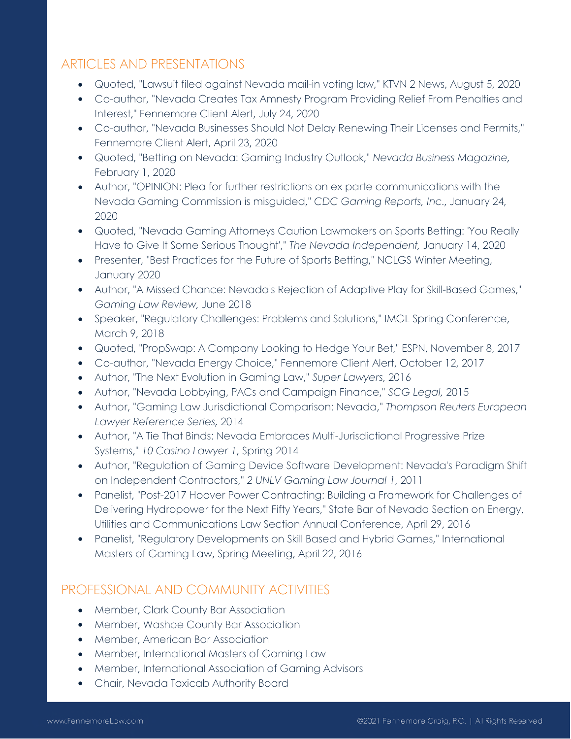## ARTICLES AND PRESENTATIONS

- Quoted, "Lawsuit filed against Nevada mail-in voting law," KTVN 2 News, August 5, 2020
- Co-author, "Nevada Creates Tax Amnesty Program Providing Relief From Penalties and Interest," Fennemore Client Alert, July 24, 2020
- Co-author, "Nevada Businesses Should Not Delay Renewing Their Licenses and Permits," Fennemore Client Alert, April 23, 2020
- Quoted, "Betting on Nevada: Gaming Industry Outlook," *Nevada Business Magazine,* February 1, 2020
- Author, "OPINION: Plea for further restrictions on ex parte communications with the Nevada Gaming Commission is misguided," *CDC Gaming Reports, Inc*., January 24, 2020
- Quoted, "Nevada Gaming Attorneys Caution Lawmakers on Sports Betting: 'You Really Have to Give It Some Serious Thought'," *The Nevada Independent,* January 14, 2020
- Presenter, "Best Practices for the Future of Sports Betting," NCLGS Winter Meeting, January 2020
- Author, "A Missed Chance: Nevada's Rejection of Adaptive Play for Skill-Based Games," *Gaming Law Review,* June 2018
- Speaker, "Regulatory Challenges: Problems and Solutions," IMGL Spring Conference, March 9, 2018
- Quoted, "PropSwap: A Company Looking to Hedge Your Bet," ESPN, November 8, 2017
- Co-author, "Nevada Energy Choice," Fennemore Client Alert, October 12, 2017
- Author, "The Next Evolution in Gaming Law," *Super Lawyers*, 2016
- Author, "Nevada Lobbying, PACs and Campaign Finance," *SCG Legal,* 2015
- Author, "Gaming Law Jurisdictional Comparison: Nevada," *Thompson Reuters European Lawyer Reference Series,* 2014
- Author, "A Tie That Binds: Nevada Embraces Multi-Jurisdictional Progressive Prize Systems," *10 Casino Lawyer 1*, Spring 2014
- Author, "Regulation of Gaming Device Software Development: Nevada's Paradigm Shift on Independent Contractors," *2 UNLV Gaming Law Journal 1*, 2011
- Panelist, "Post-2017 Hoover Power Contracting: Building a Framework for Challenges of Delivering Hydropower for the Next Fifty Years," State Bar of Nevada Section on Energy, Utilities and Communications Law Section Annual Conference, April 29, 2016
- Panelist, "Regulatory Developments on Skill Based and Hybrid Games," International Masters of Gaming Law, Spring Meeting, April 22, 2016

## PROFESSIONAL AND COMMUNITY ACTIVITIES

- Member, Clark County Bar Association
- Member, Washoe County Bar Association
- Member, American Bar Association
- Member, International Masters of Gaming Law
- Member, International Association of Gaming Advisors
- Chair, Nevada Taxicab Authority Board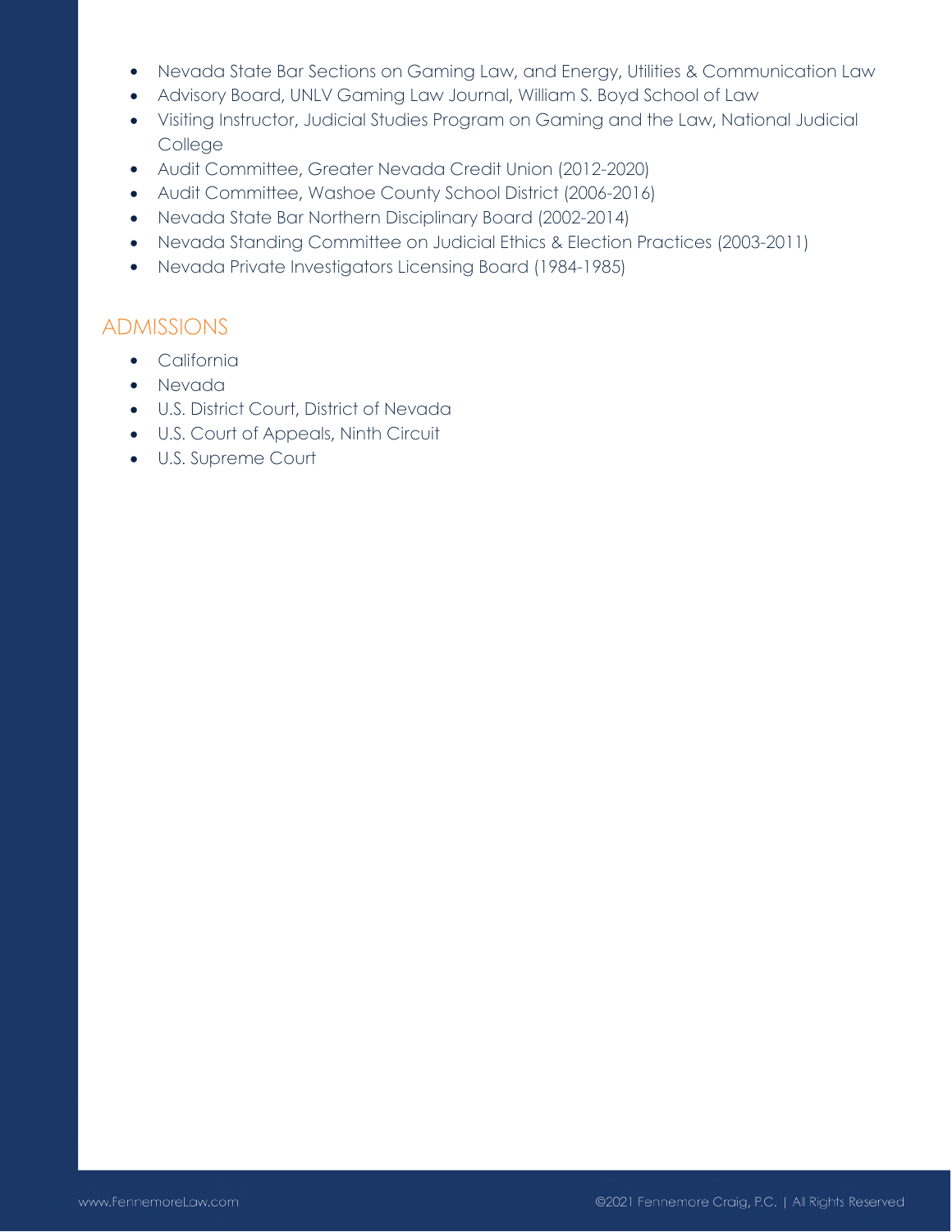- Nevada State Bar Sections on Gaming Law, and Energy, Utilities & Communication Law
- Advisory Board, UNLV Gaming Law Journal, William S. Boyd School of Law
- Visiting Instructor, Judicial Studies Program on Gaming and the Law, National Judicial College
- Audit Committee, Greater Nevada Credit Union (2012-2020)
- Audit Committee, Washoe County School District (2006-2016)
- Nevada State Bar Northern Disciplinary Board (2002-2014)
- Nevada Standing Committee on Judicial Ethics & Election Practices (2003-2011)
- Nevada Private Investigators Licensing Board (1984-1985)

## ADMISSIONS

- California
- Nevada
- U.S. District Court, District of Nevada
- U.S. Court of Appeals, Ninth Circuit
- U.S. Supreme Court